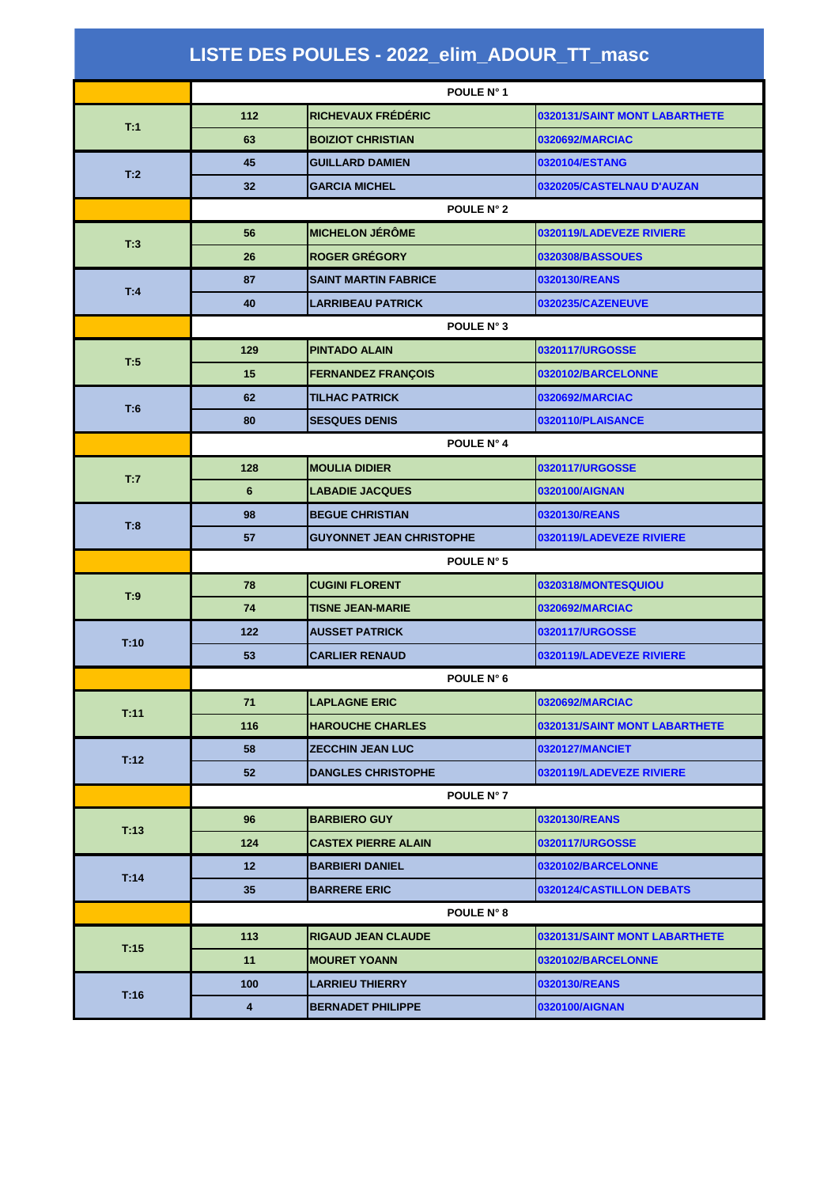# LISTE DES POULES - 2022_elim_ADOUR_TT_masc

| | | | |
|---|---|---|---|
| | POULE N° 1 | | |
| T:1 | 112 | RICHEVAUX FRÉDÉRIC | 0320131/SAINT MONT LABARTHETE |
| | 63 | BOIZIOT CHRISTIAN | 0320692/MARCIAC |
| T:2 | 45 | GUILLARD DAMIEN | 0320104/ESTANG |
| | 32 | GARCIA MICHEL | 0320205/CASTELNAU D'AUZAN |
| | POULE N° 2 | | |
| T:3 | 56 | MICHELON JÉRÔME | 0320119/LADEVEZE RIVIERE |
| | 26 | ROGER GRÉGORY | 0320308/BASSOUES |
| T:4 | 87 | SAINT MARTIN FABRICE | 0320130/REANS |
| | 40 | LARRIBEAU PATRICK | 0320235/CAZENEUVE |
| | POULE N° 3 | | |
| T:5 | 129 | PINTADO ALAIN | 0320117/URGOSSE |
| | 15 | FERNANDEZ FRANÇOIS | 0320102/BARCELONNE |
| T:6 | 62 | TILHAC PATRICK | 0320692/MARCIAC |
| | 80 | SESQUES DENIS | 0320110/PLAISANCE |
| | POULE N° 4 | | |
| T:7 | 128 | MOULIA DIDIER | 0320117/URGOSSE |
| | 6 | LABADIE JACQUES | 0320100/AIGNAN |
| T:8 | 98 | BEGUE CHRISTIAN | 0320130/REANS |
| | 57 | GUYONNET JEAN CHRISTOPHE | 0320119/LADEVEZE RIVIERE |
| | POULE N° 5 | | |
| T:9 | 78 | CUGINI FLORENT | 0320318/MONTESQUIOU |
| | 74 | TISNE JEAN-MARIE | 0320692/MARCIAC |
| T:10 | 122 | AUSSET PATRICK | 0320117/URGOSSE |
| | 53 | CARLIER RENAUD | 0320119/LADEVEZE RIVIERE |
| | POULE N° 6 | | |
| T:11 | 71 | LAPLAGNE ERIC | 0320692/MARCIAC |
| | 116 | HAROUCHE CHARLES | 0320131/SAINT MONT LABARTHETE |
| T:12 | 58 | ZECCHIN JEAN LUC | 0320127/MANCIET |
| | 52 | DANGLES CHRISTOPHE | 0320119/LADEVEZE RIVIERE |
| | POULE N° 7 | | |
| T:13 | 96 | BARBIERO GUY | 0320130/REANS |
| | 124 | CASTEX PIERRE ALAIN | 0320117/URGOSSE |
| T:14 | 12 | BARBIERI DANIEL | 0320102/BARCELONNE |
| | 35 | BARRERE ERIC | 0320124/CASTILLON DEBATS |
| | POULE N° 8 | | |
| T:15 | 113 | RIGAUD JEAN CLAUDE | 0320131/SAINT MONT LABARTHETE |
| | 11 | MOURET YOANN | 0320102/BARCELONNE |
| T:16 | 100 | LARRIEU THIERRY | 0320130/REANS |
| | 4 | BERNADET PHILIPPE | 0320100/AIGNAN |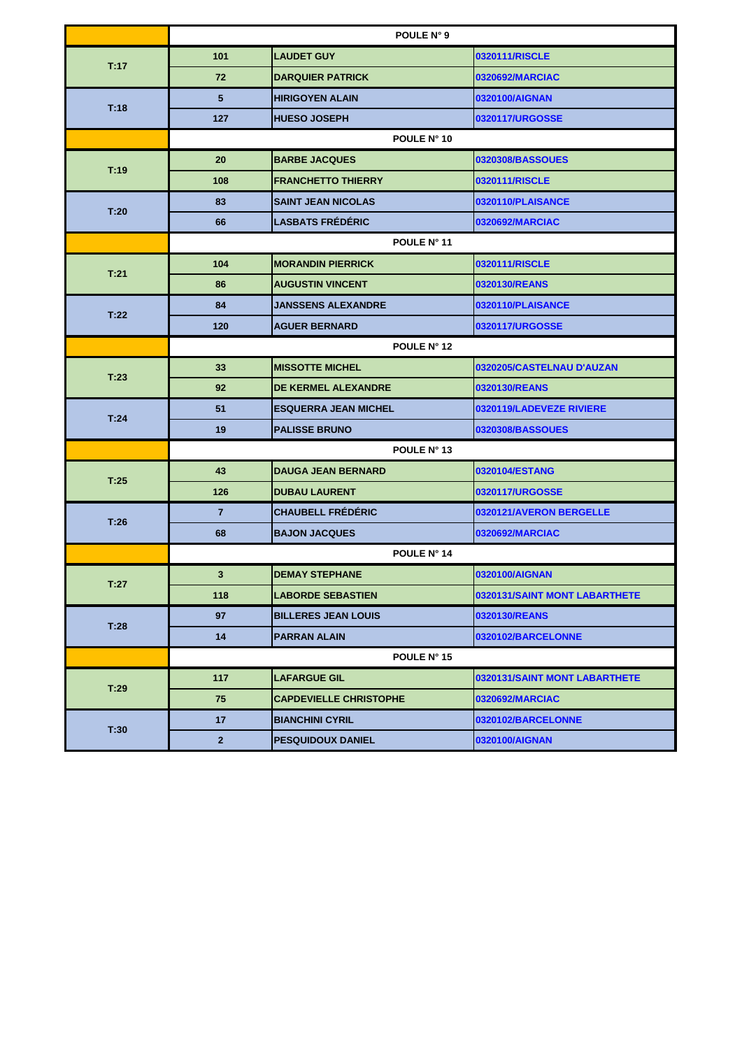| | POULE N° 9 | | |
|---|---|---|---|
| T:17 | 101 | LAUDET GUY | 0320111/RISCLE |
| | 72 | DARQUIER PATRICK | 0320692/MARCIAC |
| T:18 | 5 | HIRIGOYEN ALAIN | 0320100/AIGNAN |
| | 127 | HUESO JOSEPH | 0320117/URGOSSE |
| | POULE N° 10 | | |
| T:19 | 20 | BARBE JACQUES | 0320308/BASSOUES |
| | 108 | FRANCHETTO THIERRY | 0320111/RISCLE |
| T:20 | 83 | SAINT JEAN NICOLAS | 0320110/PLAISANCE |
| | 66 | LASBATS FRÉDÉRIC | 0320692/MARCIAC |
| | POULE N° 11 | | |
| T:21 | 104 | MORANDIN PIERRICK | 0320111/RISCLE |
| | 86 | AUGUSTIN VINCENT | 0320130/REANS |
| T:22 | 84 | JANSSENS ALEXANDRE | 0320110/PLAISANCE |
| | 120 | AGUER BERNARD | 0320117/URGOSSE |
| | POULE N° 12 | | |
| T:23 | 33 | MISSOTTE MICHEL | 0320205/CASTELNAU D'AUZAN |
| | 92 | DE KERMEL ALEXANDRE | 0320130/REANS |
| T:24 | 51 | ESQUERRA JEAN MICHEL | 0320119/LADEVEZE RIVIERE |
| | 19 | PALISSE BRUNO | 0320308/BASSOUES |
| | POULE N° 13 | | |
| T:25 | 43 | DAUGA JEAN BERNARD | 0320104/ESTANG |
| | 126 | DUBAU LAURENT | 0320117/URGOSSE |
| T:26 | 7 | CHAUBELL FRÉDÉRIC | 0320121/AVERON BERGELLE |
| | 68 | BAJON JACQUES | 0320692/MARCIAC |
| | POULE N° 14 | | |
| T:27 | 3 | DEMAY STEPHANE | 0320100/AIGNAN |
| | 118 | LABORDE SEBASTIEN | 0320131/SAINT MONT LABARTHETE |
| T:28 | 97 | BILLERES JEAN LOUIS | 0320130/REANS |
| | 14 | PARRAN ALAIN | 0320102/BARCELONNE |
| | POULE N° 15 | | |
| T:29 | 117 | LAFARGUE GIL | 0320131/SAINT MONT LABARTHETE |
| | 75 | CAPDEVIELLE CHRISTOPHE | 0320692/MARCIAC |
| T:30 | 17 | BIANCHINI CYRIL | 0320102/BARCELONNE |
| | 2 | PESQUIDOUX DANIEL | 0320100/AIGNAN |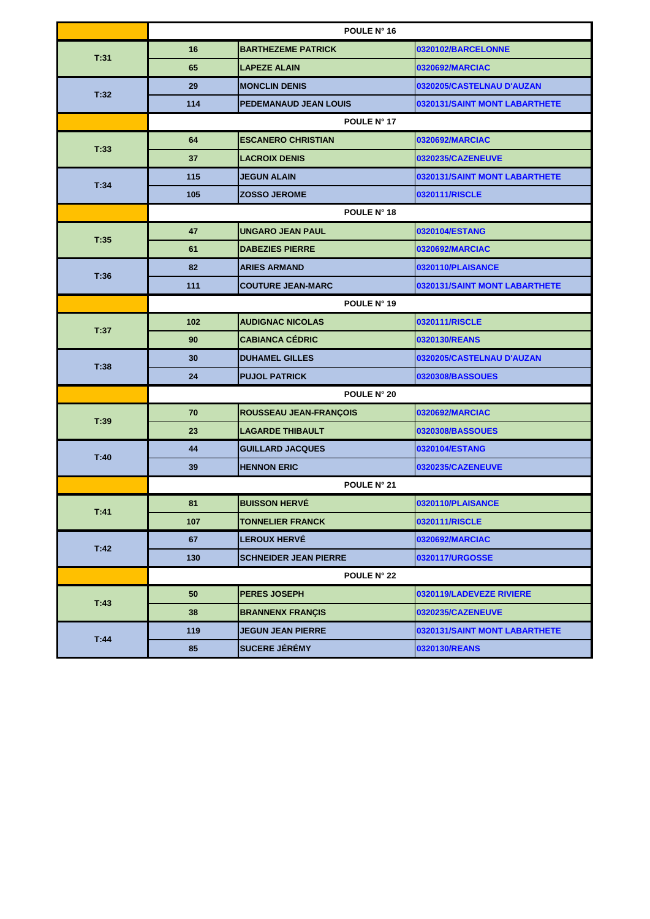| | | POULE N° 16 | |
|---|---|---|---|
| T:31 | 16 | BARTHEZEME PATRICK | 0320102/BARCELONNE |
| | 65 | LAPEZE ALAIN | 0320692/MARCIAC |
| T:32 | 29 | MONCLIN DENIS | 0320205/CASTELNAU D'AUZAN |
| | 114 | PEDEMANAUD JEAN LOUIS | 0320131/SAINT MONT LABARTHETE |
| | | POULE N° 17 | |
| T:33 | 64 | ESCANERO CHRISTIAN | 0320692/MARCIAC |
| | 37 | LACROIX DENIS | 0320235/CAZENEUVE |
| T:34 | 115 | JEGUN ALAIN | 0320131/SAINT MONT LABARTHETE |
| | 105 | ZOSSO JEROME | 0320111/RISCLE |
| | | POULE N° 18 | |
| T:35 | 47 | UNGARO JEAN PAUL | 0320104/ESTANG |
| | 61 | DABEZIES PIERRE | 0320692/MARCIAC |
| T:36 | 82 | ARIES ARMAND | 0320110/PLAISANCE |
| | 111 | COUTURE JEAN-MARC | 0320131/SAINT MONT LABARTHETE |
| | | POULE N° 19 | |
| T:37 | 102 | AUDIGNAC NICOLAS | 0320111/RISCLE |
| | 90 | CABIANCA CÉDRIC | 0320130/REANS |
| T:38 | 30 | DUHAMEL GILLES | 0320205/CASTELNAU D'AUZAN |
| | 24 | PUJOL PATRICK | 0320308/BASSOUES |
| | | POULE N° 20 | |
| T:39 | 70 | ROUSSEAU JEAN-FRANÇOIS | 0320692/MARCIAC |
| | 23 | LAGARDE THIBAULT | 0320308/BASSOUES |
| T:40 | 44 | GUILLARD JACQUES | 0320104/ESTANG |
| | 39 | HENNON ERIC | 0320235/CAZENEUVE |
| | | POULE N° 21 | |
| T:41 | 81 | BUISSON HERVÉ | 0320110/PLAISANCE |
| | 107 | TONNELIER FRANCK | 0320111/RISCLE |
| T:42 | 67 | LEROUX HERVÉ | 0320692/MARCIAC |
| | 130 | SCHNEIDER JEAN PIERRE | 0320117/URGOSSE |
| | | POULE N° 22 | |
| T:43 | 50 | PERES JOSEPH | 0320119/LADEVEZE RIVIERE |
| | 38 | BRANNENX FRANÇIS | 0320235/CAZENEUVE |
| T:44 | 119 | JEGUN JEAN PIERRE | 0320131/SAINT MONT LABARTHETE |
| | 85 | SUCERE JÉRÉMY | 0320130/REANS |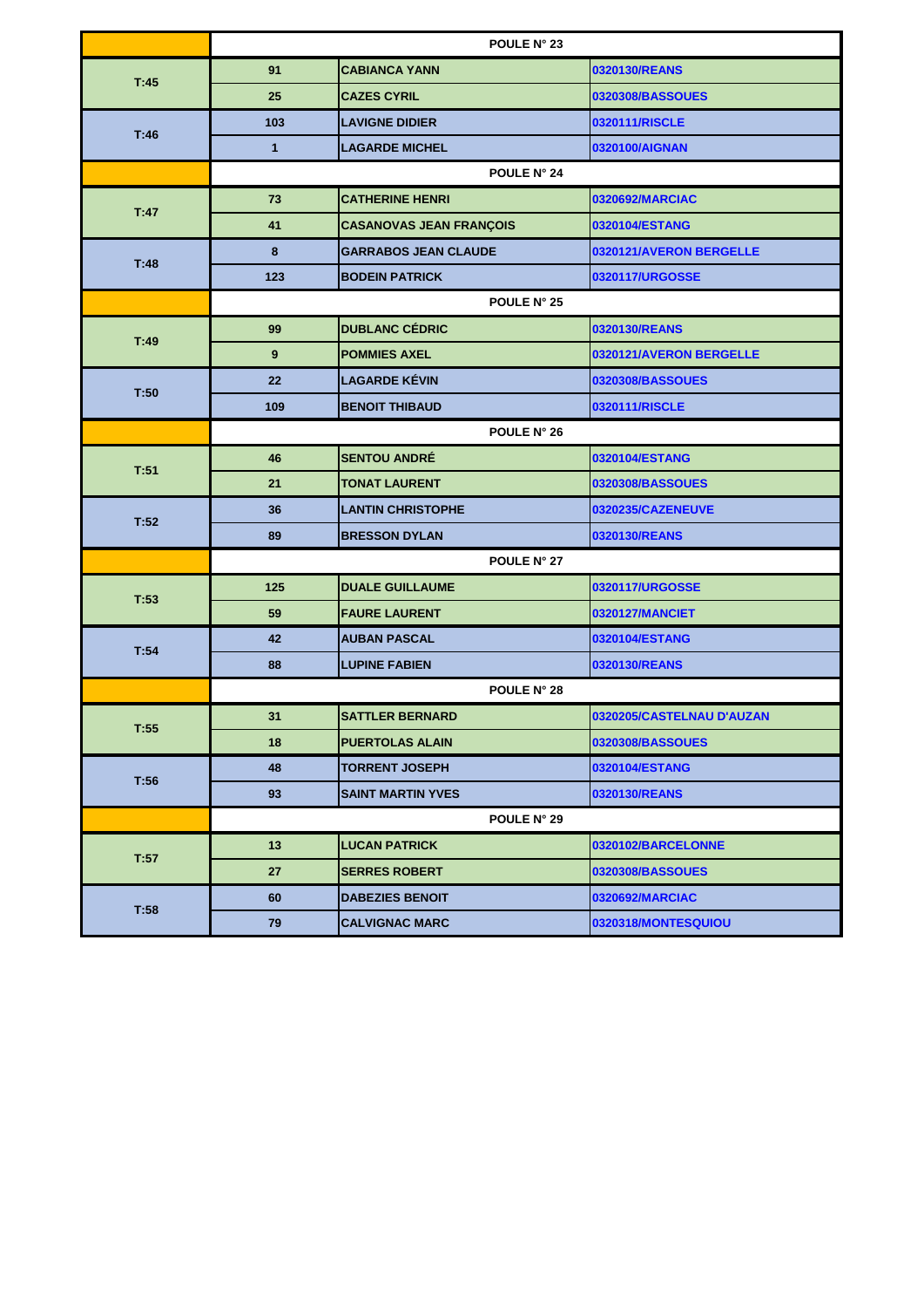| | POULE N° 23 | | |
|---|---|---|---|
| T:45 | 91 | CABIANCA YANN | 0320130/REANS |
| | 25 | CAZES CYRIL | 0320308/BASSOUES |
| T:46 | 103 | LAVIGNE DIDIER | 0320111/RISCLE |
| | 1 | LAGARDE MICHEL | 0320100/AIGNAN |
| | POULE N° 24 | | |
| T:47 | 73 | CATHERINE HENRI | 0320692/MARCIAC |
| | 41 | CASANOVAS JEAN FRANÇOIS | 0320104/ESTANG |
| T:48 | 8 | GARRABOS JEAN CLAUDE | 0320121/AVERON BERGELLE |
| | 123 | BODEIN PATRICK | 0320117/URGOSSE |
| | POULE N° 25 | | |
| T:49 | 99 | DUBLANC CÉDRIC | 0320130/REANS |
| | 9 | POMMIES AXEL | 0320121/AVERON BERGELLE |
| T:50 | 22 | LAGARDE KÉVIN | 0320308/BASSOUES |
| | 109 | BENOIT THIBAUD | 0320111/RISCLE |
| | POULE N° 26 | | |
| T:51 | 46 | SENTOU ANDRÉ | 0320104/ESTANG |
| | 21 | TONAT LAURENT | 0320308/BASSOUES |
| T:52 | 36 | LANTIN CHRISTOPHE | 0320235/CAZENEUVE |
| | 89 | BRESSON DYLAN | 0320130/REANS |
| | POULE N° 27 | | |
| T:53 | 125 | DUALE GUILLAUME | 0320117/URGOSSE |
| | 59 | FAURE LAURENT | 0320127/MANCIET |
| T:54 | 42 | AUBAN PASCAL | 0320104/ESTANG |
| | 88 | LUPINE FABIEN | 0320130/REANS |
| | POULE N° 28 | | |
| T:55 | 31 | SATTLER BERNARD | 0320205/CASTELNAU D'AUZAN |
| | 18 | PUERTOLAS ALAIN | 0320308/BASSOUES |
| T:56 | 48 | TORRENT JOSEPH | 0320104/ESTANG |
| | 93 | SAINT MARTIN YVES | 0320130/REANS |
| | POULE N° 29 | | |
| T:57 | 13 | LUCAN PATRICK | 0320102/BARCELONNE |
| | 27 | SERRES ROBERT | 0320308/BASSOUES |
| T:58 | 60 | DABEZIES BENOIT | 0320692/MARCIAC |
| | 79 | CALVIGNAC MARC | 0320318/MONTESQUIOU |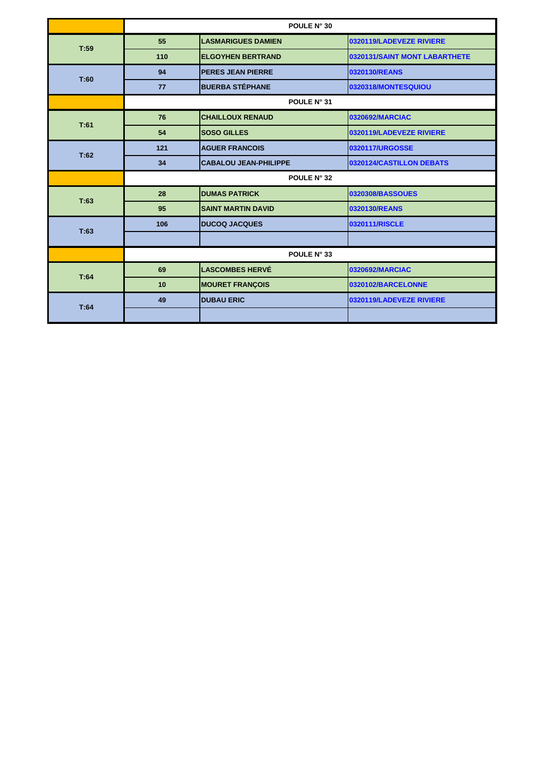| | | | |
|---|---|---|---|
| | POULE N° 30 | | |
| T:59 | 55 | LASMARIGUES DAMIEN | 0320119/LADEVEZE RIVIERE |
| | 110 | ELGOYHEN BERTRAND | 0320131/SAINT MONT LABARTHETE |
| T:60 | 94 | PERES JEAN PIERRE | 0320130/REANS |
| | 77 | BUERBA STÉPHANE | 0320318/MONTESQUIOU |
| | POULE N° 31 | | |
| T:61 | 76 | CHAILLOUX RENAUD | 0320692/MARCIAC |
| | 54 | SOSO GILLES | 0320119/LADEVEZE RIVIERE |
| T:62 | 121 | AGUER FRANCOIS | 0320117/URGOSSE |
| | 34 | CABALOU JEAN-PHILIPPE | 0320124/CASTILLON DEBATS |
| | POULE N° 32 | | |
| T:63 | 28 | DUMAS PATRICK | 0320308/BASSOUES |
| | 95 | SAINT MARTIN DAVID | 0320130/REANS |
| T:63 | 106 | DUCOQ JACQUES | 0320111/RISCLE |
| | | | |
| | POULE N° 33 | | |
| T:64 | 69 | LASCOMBES HERVÉ | 0320692/MARCIAC |
| | 10 | MOURET FRANÇOIS | 0320102/BARCELONNE |
| T:64 | 49 | DUBAU ERIC | 0320119/LADEVEZE RIVIERE |
| | | | |